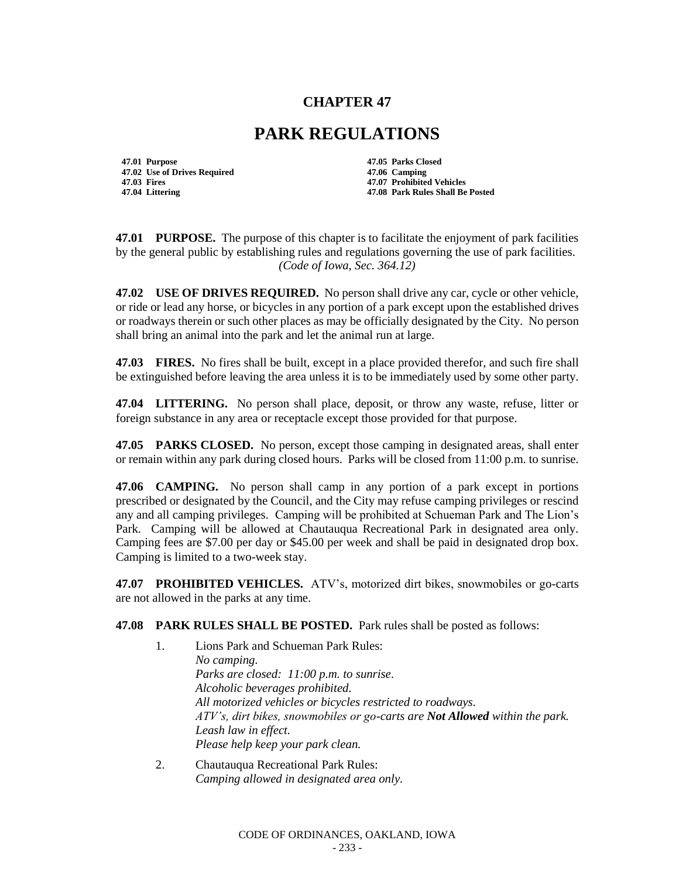# CHAPTER 47

# PARK REGULATIONS

**47.01 Purpose**
**47.02 Use of Drives Required**
**47.03 Fires**
**47.04 Littering**
**47.05 Parks Closed**
**47.06 Camping**
**47.07 Prohibited Vehicles**
**47.08 Park Rules Shall Be Posted**

**47.01 PURPOSE.** The purpose of this chapter is to facilitate the enjoyment of park facilities by the general public by establishing rules and regulations governing the use of park facilities.
*(Code of Iowa, Sec. 364.12)*

**47.02 USE OF DRIVES REQUIRED.** No person shall drive any car, cycle or other vehicle, or ride or lead any horse, or bicycles in any portion of a park except upon the established drives or roadways therein or such other places as may be officially designated by the City. No person shall bring an animal into the park and let the animal run at large.

**47.03 FIRES.** No fires shall be built, except in a place provided therefor, and such fire shall be extinguished before leaving the area unless it is to be immediately used by some other party.

**47.04 LITTERING.** No person shall place, deposit, or throw any waste, refuse, litter or foreign substance in any area or receptacle except those provided for that purpose.

**47.05 PARKS CLOSED.** No person, except those camping in designated areas, shall enter or remain within any park during closed hours. Parks will be closed from 11:00 p.m. to sunrise.

**47.06 CAMPING.** No person shall camp in any portion of a park except in portions prescribed or designated by the Council, and the City may refuse camping privileges or rescind any and all camping privileges. Camping will be prohibited at Schueman Park and The Lion's Park. Camping will be allowed at Chautauqua Recreational Park in designated area only. Camping fees are $7.00 per day or $45.00 per week and shall be paid in designated drop box. Camping is limited to a two-week stay.

**47.07 PROHIBITED VEHICLES.** ATV's, motorized dirt bikes, snowmobiles or go-carts are not allowed in the parks at any time.

**47.08 PARK RULES SHALL BE POSTED.** Park rules shall be posted as follows:

1. Lions Park and Schueman Park Rules:
   *No camping.*
   *Parks are closed: 11:00 p.m. to sunrise.*
   *Alcoholic beverages prohibited.*
   *All motorized vehicles or bicycles restricted to roadways.*
   *ATV's, dirt bikes, snowmobiles or go-carts are **Not Allowed** within the park.*
   *Leash law in effect.*
   *Please help keep your park clean.*

2. Chautauqua Recreational Park Rules:
   *Camping allowed in designated area only.*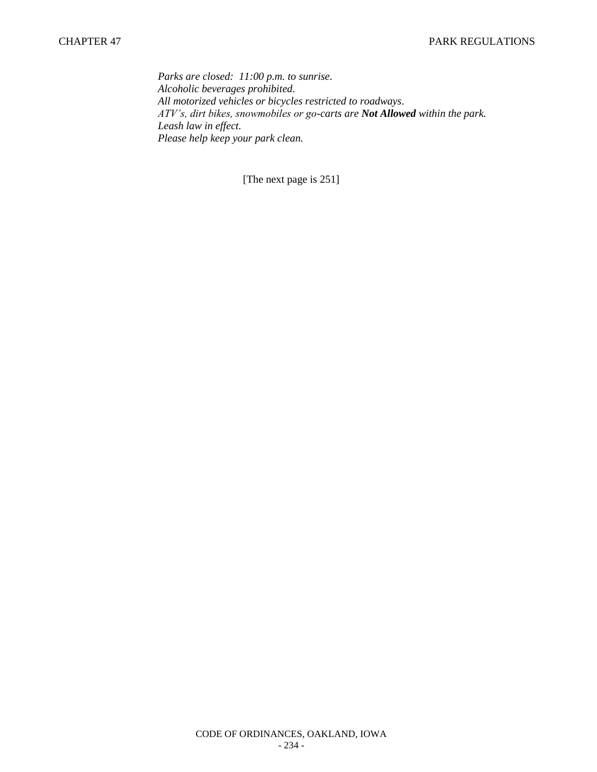*Parks are closed: 11:00 p.m. to sunrise.*
*Alcoholic beverages prohibited.*
*All motorized vehicles or bicycles restricted to roadways.*
*ATV's, dirt bikes, snowmobiles or go-carts are* ***Not Allowed*** *within the park.*
*Leash law in effect.*
*Please help keep your park clean.*

[The next page is 251]